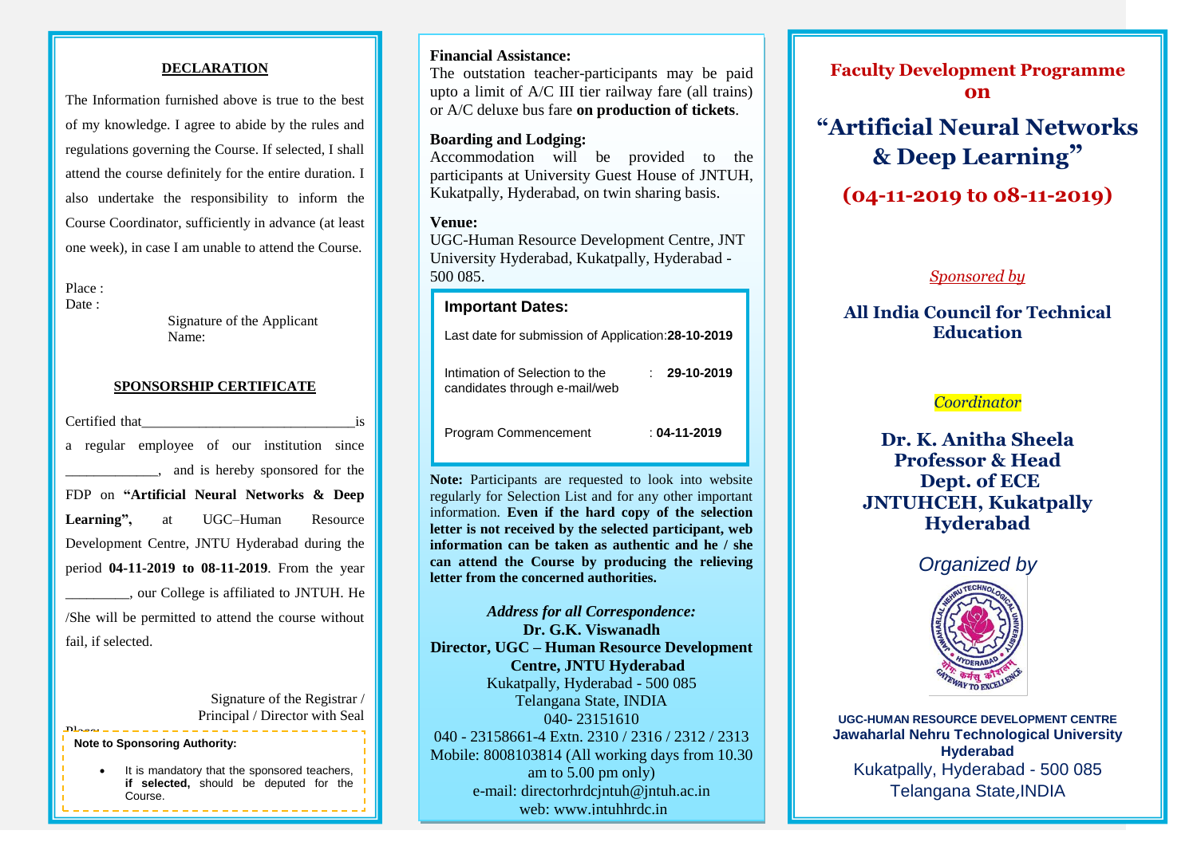## DECLARATION

The Information furnished above is true to the best of my knowledge. I agree to abide by the rules and regulations governing the Course. If selected, I shall attend the course definitely for the entire duration. I also undertake the responsibility to inform the Course Coordinator, sufficiently in advance (at least one week), in case I am unable to attend the Course.

Place :
Date :

Signature of the Applicant
Name:

## SPONSORSHIP CERTIFICATE

Certified that______________________________is a regular employee of our institution since _____________, and is hereby sponsored for the FDP on **"Artificial Neural Networks & Deep Learning"**, at UGC–Human Resource Development Centre, JNTU Hyderabad during the period **04-11-2019 to 08-11-2019**. From the year _________, our College is affiliated to JNTUH. He /She will be permitted to attend the course without fail, if selected.

Signature of the Registrar / Principal / Director with Seal

Place:

**Note to Sponsoring Authority:**

- It is mandatory that the sponsored teachers, **if selected,** should be deputed for the Course.

**Financial Assistance:**
The outstation teacher-participants may be paid upto a limit of A/C III tier railway fare (all trains) or A/C deluxe bus fare **on production of tickets**.

**Boarding and Lodging:**
Accommodation will be provided to the participants at University Guest House of JNTUH, Kukatpally, Hyderabad, on twin sharing basis.

**Venue:**
UGC-Human Resource Development Centre, JNT University Hyderabad, Kukatpally, Hyderabad - 500 085.

### Important Dates:

| | |
|---|---|
| Last date for submission of Application: | **28-10-2019** |
| Intimation of Selection to the candidates through e-mail/web | : **29-10-2019** |
| Program Commencement | : **04-11-2019** |

**Note:** Participants are requested to look into website regularly for Selection List and for any other important information. **Even if the hard copy of the selection letter is not received by the selected participant, web information can be taken as authentic and he / she can attend the Course by producing the relieving letter from the concerned authorities.**

***Address for all Correspondence:***
**Dr. G.K. Viswanadh**
**Director, UGC – Human Resource Development Centre, JNTU Hyderabad**
Kukatpally, Hyderabad - 500 085
Telangana State, INDIA
040- 23151610
040 - 23158661-4 Extn. 2310 / 2316 / 2312 / 2313
Mobile: 8008103814 (All working days from 10.30 am to 5.00 pm only)
e-mail: directorhrdcjntuh@jntuh.ac.in
web: www.intuhhrdc.in

## Faculty Development Programme on

# "Artificial Neural Networks & Deep Learning"

## (04-11-2019 to 08-11-2019)

*Sponsored by*

**All India Council for Technical Education**

*Coordinator*

**Dr. K. Anitha Sheela**
**Professor & Head**
**Dept. of ECE**
**JNTUHCEH, Kukatpally**
**Hyderabad**

*Organized by*

**UGC-HUMAN RESOURCE DEVELOPMENT CENTRE**
**Jawaharlal Nehru Technological University Hyderabad**
Kukatpally, Hyderabad - 500 085
Telangana State,INDIA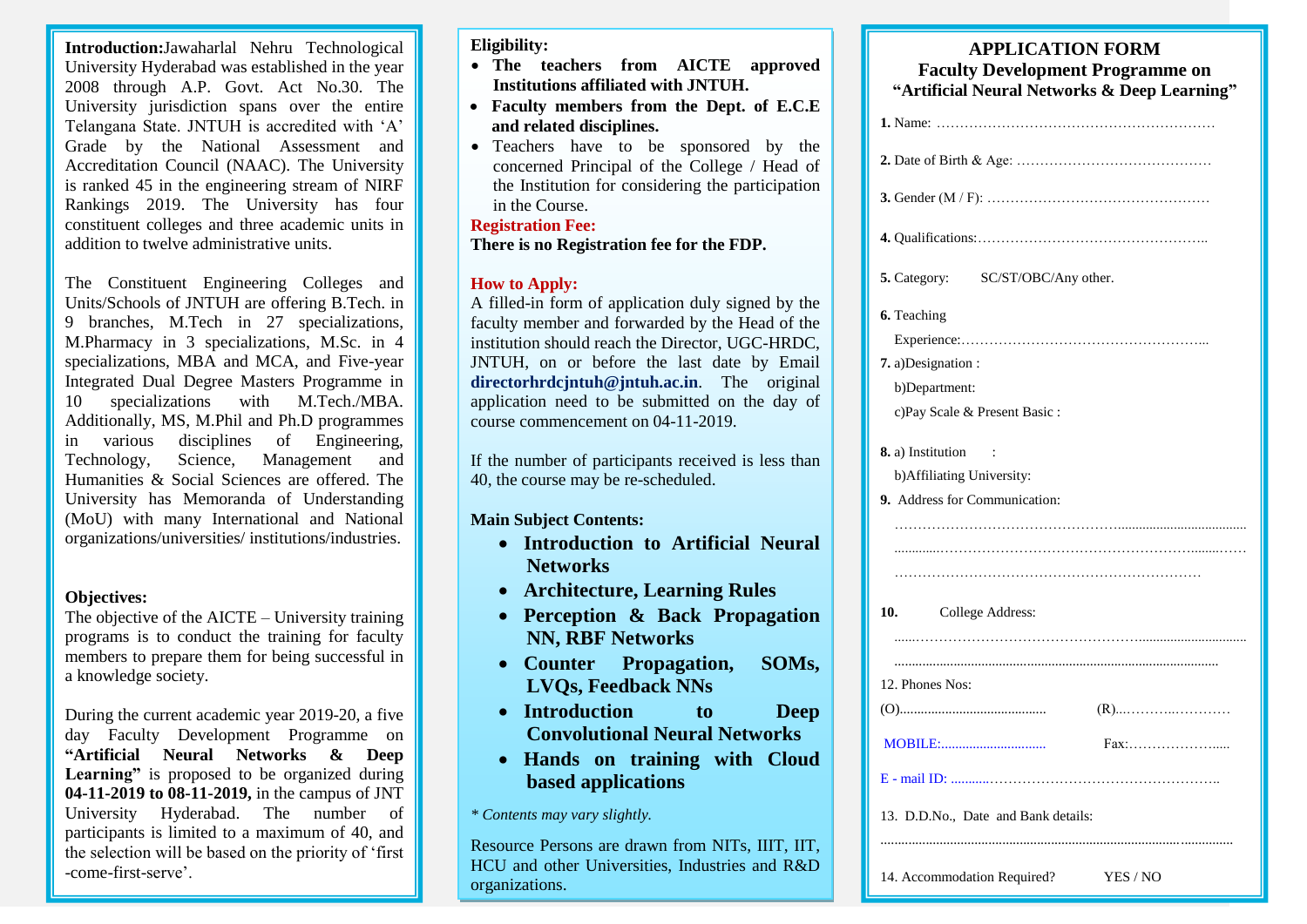**Introduction:** Jawaharlal Nehru Technological University Hyderabad was established in the year 2008 through A.P. Govt. Act No.30. The University jurisdiction spans over the entire Telangana State. JNTUH is accredited with 'A' Grade by the National Assessment and Accreditation Council (NAAC). The University is ranked 45 in the engineering stream of NIRF Rankings 2019. The University has four constituent colleges and three academic units in addition to twelve administrative units.

The Constituent Engineering Colleges and Units/Schools of JNTUH are offering B.Tech. in 9 branches, M.Tech in 27 specializations, M.Pharmacy in 3 specializations, M.Sc. in 4 specializations, MBA and MCA, and Five-year Integrated Dual Degree Masters Programme in 10 specializations with M.Tech./MBA. Additionally, MS, M.Phil and Ph.D programmes in various disciplines of Engineering, Technology, Science, Management and Humanities & Social Sciences are offered. The University has Memoranda of Understanding (MoU) with many International and National organizations/universities/ institutions/industries.

**Objectives:**

The objective of the AICTE – University training programs is to conduct the training for faculty members to prepare them for being successful in a knowledge society.

During the current academic year 2019-20, a five day Faculty Development Programme on **"Artificial Neural Networks & Deep Learning"** is proposed to be organized during **04-11-2019 to 08-11-2019,** in the campus of JNT University Hyderabad. The number of participants is limited to a maximum of 40, and the selection will be based on the priority of 'first -come-first-serve'.

**Eligibility:**

- **The teachers from AICTE approved Institutions affiliated with JNTUH.**
- **Faculty members from the Dept. of E.C.E and related disciplines.**
- Teachers have to be sponsored by the concerned Principal of the College / Head of the Institution for considering the participation in the Course.

**Registration Fee:**

**There is no Registration fee for the FDP.**

**How to Apply:**

A filled-in form of application duly signed by the faculty member and forwarded by the Head of the institution should reach the Director, UGC-HRDC, JNTUH, on or before the last date by Email **directorhrdcjntuh@jntuh.ac.in**. The original application need to be submitted on the day of course commencement on 04-11-2019.

If the number of participants received is less than 40, the course may be re-scheduled.

**Main Subject Contents:**

- **Introduction to Artificial Neural Networks**
- **Architecture, Learning Rules**
- **Perception & Back Propagation NN, RBF Networks**
- **Counter Propagation, SOMs, LVQs, Feedback NNs**
- **Introduction to Deep Convolutional Neural Networks**
- **Hands on training with Cloud based applications**

*\* Contents may vary slightly.*

Resource Persons are drawn from NITs, IIIT, IIT, HCU and other Universities, Industries and R&D organizations.

## APPLICATION FORM
## Faculty Development Programme on "Artificial Neural Networks & Deep Learning"

**1.** Name: ……………………………………………………

**2.** Date of Birth & Age: ……………………………………

**3.** Gender (M / F): …………………………………………

**4.** Qualifications:…………………………………………..

**5.** Category: SC/ST/OBC/Any other.

**6.** Teaching Experience:……………………………………………...

**7.** a)Designation :

b)Department:

c)Pay Scale & Present Basic :

**8.** a) Institution :

b)Affiliating University:

**9.** Address for Communication:

……………………………………………………………………

……………………………………………………………………

…………………………………………………………

**10.** College Address:

……………………………………………………………………

……………………………………………………………………

12. Phones Nos:

(O)……………………………… (R)……………………

MOBILE:………………………… Fax:…………………...

E - mail ID: ……………………………………………………

13. D.D.No., Date and Bank details:

……………………………………………………………………

14. Accommodation Required? YES / NO